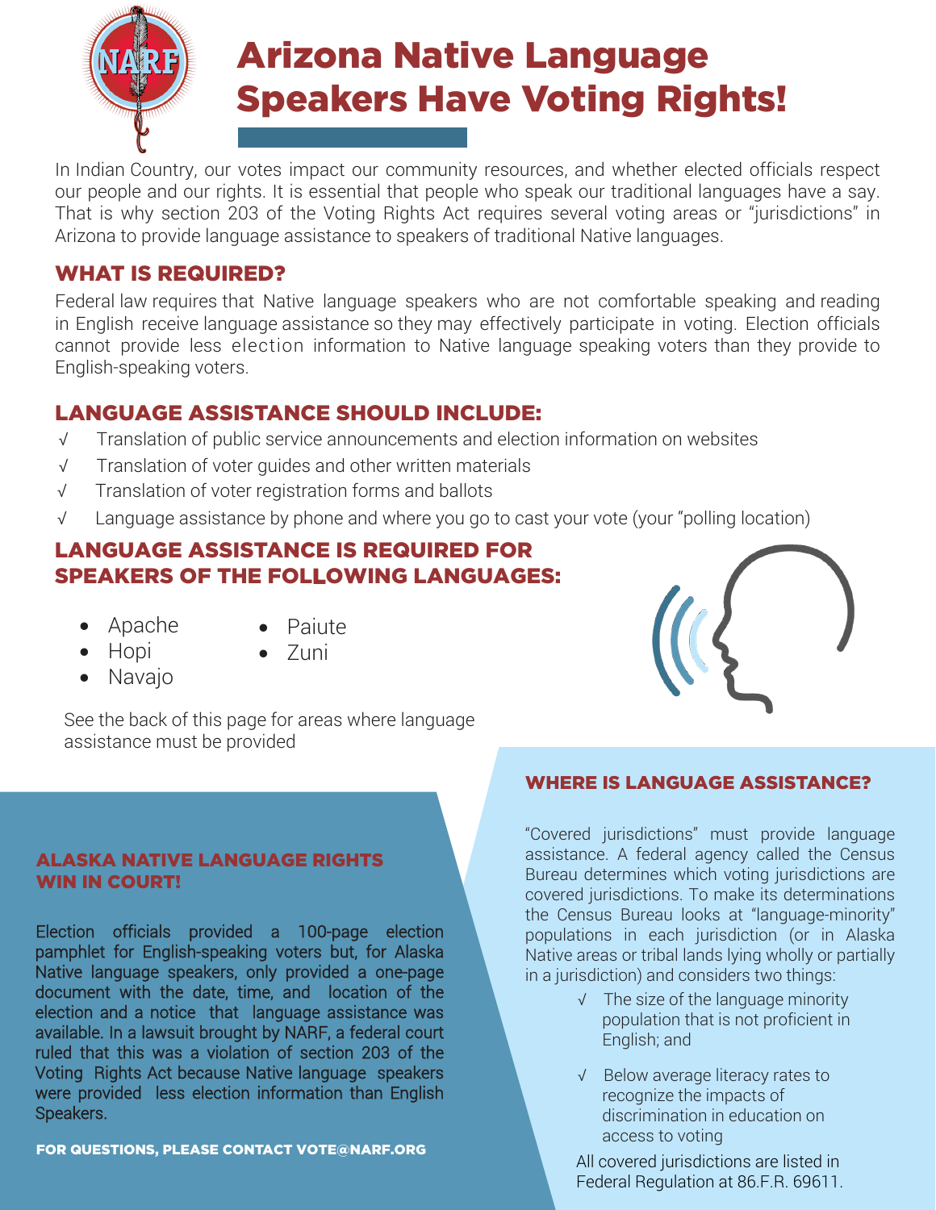# Arizona Native Language Speakers Have Voting Rights!

In Indian Country, our votes impact our community resources, and whether elected officials respect our people and our rights. It is essential that people who speak our traditional languages have a say. That is why section 203 of the Voting Rights Act requires several voting areas or "jurisdictions" in Arizona to provide language assistance to speakers of traditional Native languages.

## WHAT IS REQUIRED?

Federal law requires that Native language speakers who are not comfortable speaking and reading in English receive language assistance so they may effectively participate in voting. Election officials cannot provide less election information to Native language speaking voters than they provide to English-speaking voters.

## LANGUAGE ASSISTANCE SHOULD INCLUDE:

- √ Translation of public service announcements and election information on websites
- √ Translation of voter guides and other written materials
- √ Translation of voter registration forms and ballots
- √ Language assistance by phone and where you go to cast your vote (your "polling location)

## LANGUAGE ASSISTANCE IS REQUIRED FOR SPEAKERS OF THE FOLLOWING LANGUAGES:

- Apache
- Hopi
- Navajo
- Paiute
- Zuni

See the back of this page for areas where language assistance must be provided

## ALASKA NATIVE LANGUAGE RIGHTS WIN IN COURT!

Election officials provided a 100-page election pamphlet for English-speaking voters but, for Alaska Native language speakers, only provided a one-page document with the date, time, and location of the election and a notice that language assistance was available. In a lawsuit brought by NARF, a federal court ruled that this was a violation of section 203 of the Voting Rights Act because Native language speakers were provided less election information than English Speakers.

**FOR QUESTIONS, PLEASE CONTACT VOTE@NARF.ORG**

## WHERE IS LANGUAGE ASSISTANCE?

"Covered jurisdictions" must provide language assistance. A federal agency called the Census Bureau determines which voting jurisdictions are covered jurisdictions. To make its determinations the Census Bureau looks at "language-minority" populations in each jurisdiction (or in Alaska Native areas or tribal lands lying wholly or partially in a jurisdiction) and considers two things:

- √ The size of the language minority population that is not proficient in English; and
- √ Below average literacy rates to recognize the impacts of discrimination in education on access to voting

All covered jurisdictions are listed in Federal Regulation at 86.F.R. 69611.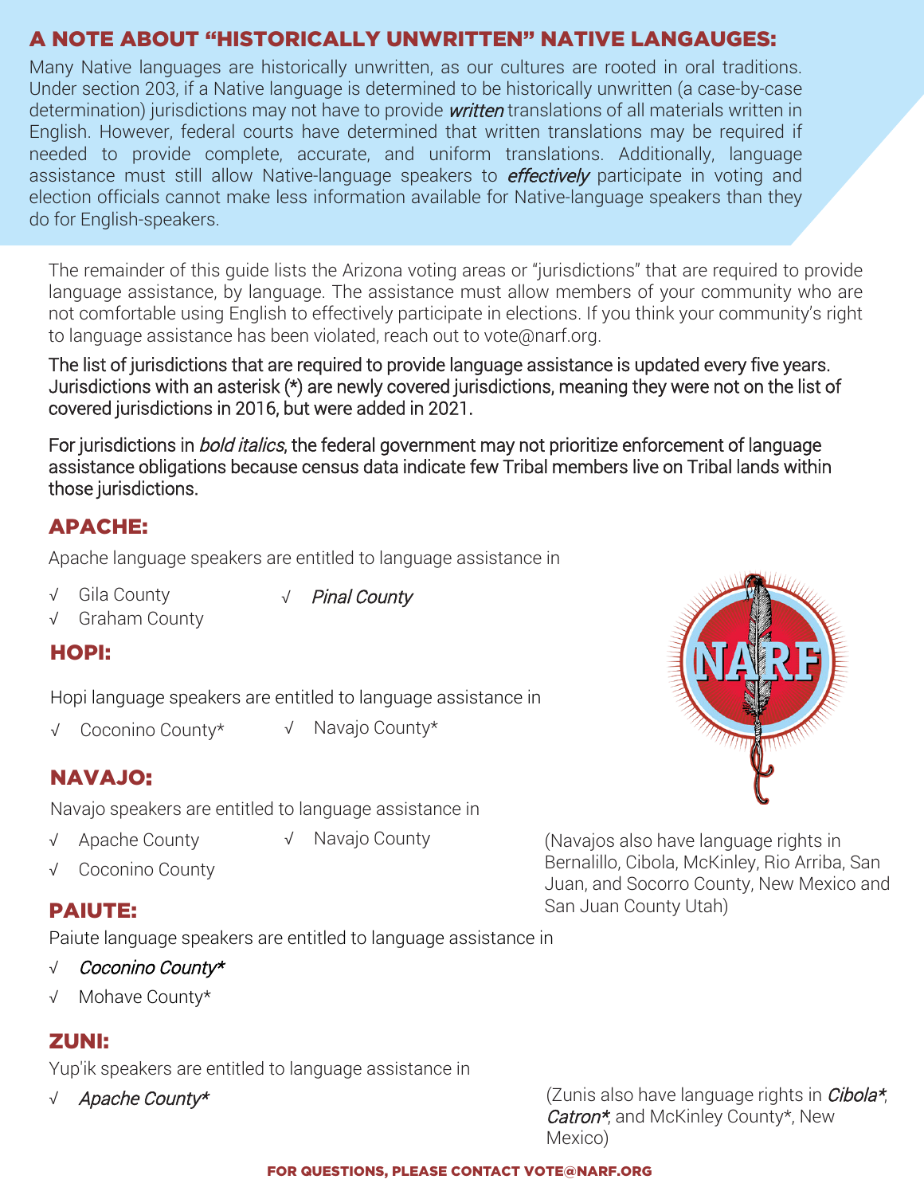## A NOTE ABOUT "HISTORICALLY UNWRITTEN" NATIVE LANGAUGES:

Many Native languages are historically unwritten, as our cultures are rooted in oral traditions. Under section 203, if a Native language is determined to be historically unwritten (a case-by-case determination) jurisdictions may not have to provide *written* translations of all materials written in English. However, federal courts have determined that written translations may be required if needed to provide complete, accurate, and uniform translations. Additionally, language assistance must still allow Native-language speakers to *effectively* participate in voting and election officials cannot make less information available for Native-language speakers than they do for English-speakers.

The remainder of this guide lists the Arizona voting areas or "jurisdictions" that are required to provide language assistance, by language. The assistance must allow members of your community who are not comfortable using English to effectively participate in elections. If you think your community's right to language assistance has been violated, reach out to vote@narf.org.

The list of jurisdictions that are required to provide language assistance is updated every five years. Jurisdictions with an asterisk (*) are newly covered jurisdictions, meaning they were not on the list of covered jurisdictions in 2016, but were added in 2021.

For jurisdictions in *bold italics*, the federal government may not prioritize enforcement of language assistance obligations because census data indicate few Tribal members live on Tribal lands within those jurisdictions.

### APACHE:

Apache language speakers are entitled to language assistance in

- √ Gila County
- √ Graham County
- √ ***Pinal County***

### HOPI:

Hopi language speakers are entitled to language assistance in

- √ Coconino County*
- √ Navajo County*

### NAVAJO:

Navajo speakers are entitled to language assistance in

- √ Apache County
- √ Coconino County
- √ Navajo County

(Navajos also have language rights in Bernalillo, Cibola, McKinley, Rio Arriba, San Juan, and Socorro County, New Mexico and San Juan County Utah)

### PAIUTE:

Paiute language speakers are entitled to language assistance in

- √ ***Coconino County****
- √ Mohave County*

### ZUNI:

Yup'ik speakers are entitled to language assistance in

- √ ***Apache County****

(Zunis also have language rights in ***Cibola****, ***Catron****, and McKinley County*, New Mexico)

FOR QUESTIONS, PLEASE CONTACT VOTE@NARF.ORG